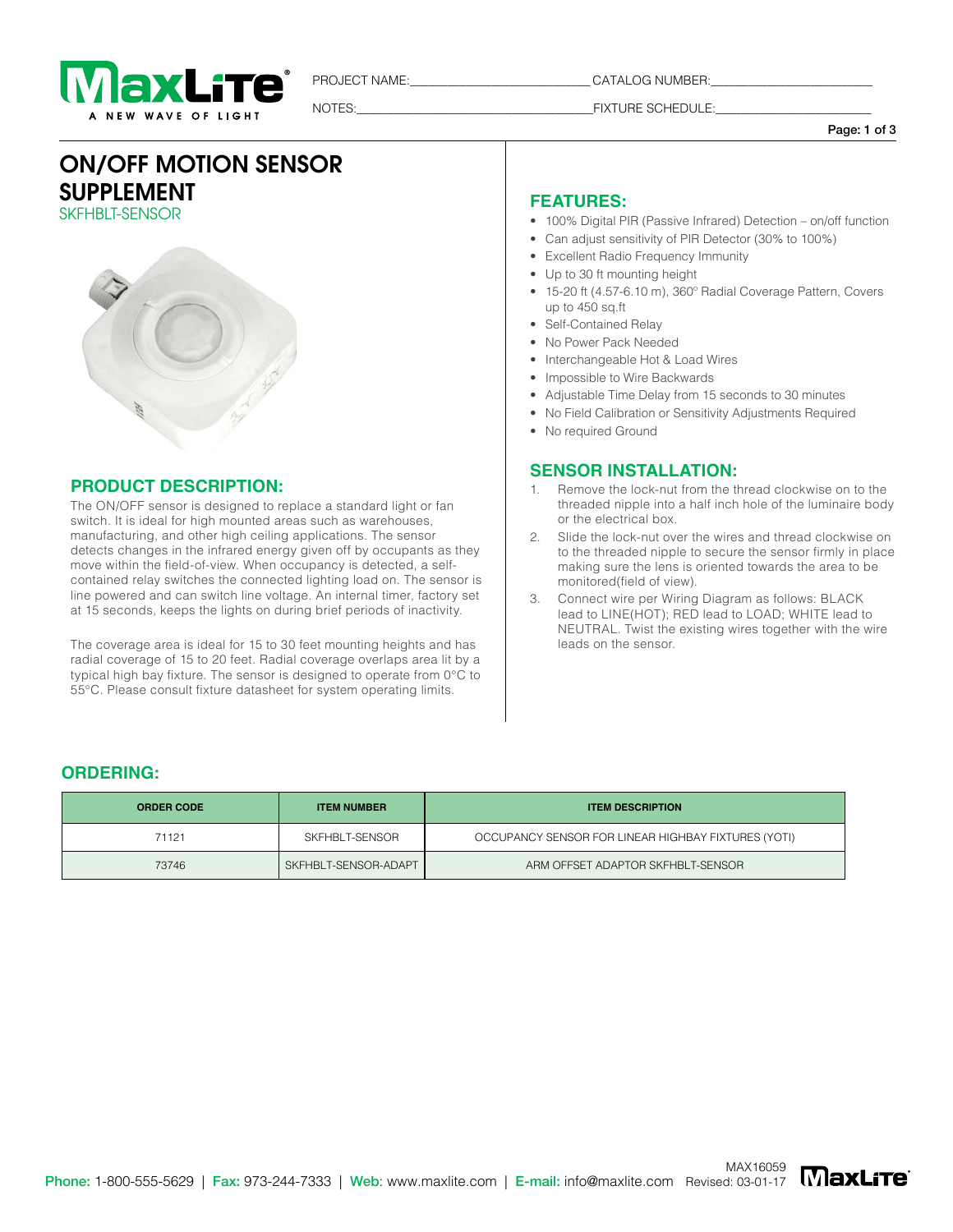PROJECT NAME:__________________________ CATALOG NUMBER:________________________

NOTES:____________________________________ FIXTURE SCHEDULE:______________________

# ON/OFF MOTION SENSOR SUPPLEMENT

SKFHBLT-SENSOR

## PRODUCT DESCRIPTION:

The ON/OFF sensor is designed to replace a standard light or fan switch. It is ideal for high mounted areas such as warehouses, manufacturing, and other high ceiling applications. The sensor detects changes in the infrared energy given off by occupants as they move within the field-of-view. When occupancy is detected, a self-contained relay switches the connected lighting load on. The sensor is line powered and can switch line voltage. An internal timer, factory set at 15 seconds, keeps the lights on during brief periods of inactivity.

The coverage area is ideal for 15 to 30 feet mounting heights and has radial coverage of 15 to 20 feet. Radial coverage overlaps area lit by a typical high bay fixture. The sensor is designed to operate from 0°C to 55°C. Please consult fixture datasheet for system operating limits.

## FEATURES:

- 100% Digital PIR (Passive Infrared) Detection – on/off function
- Can adjust sensitivity of PIR Detector (30% to 100%)
- Excellent Radio Frequency Immunity
- Up to 30 ft mounting height
- 15-20 ft (4.57-6.10 m), 360° Radial Coverage Pattern, Covers up to 450 sq.ft
- Self-Contained Relay
- No Power Pack Needed
- Interchangeable Hot & Load Wires
- Impossible to Wire Backwards
- Adjustable Time Delay from 15 seconds to 30 minutes
- No Field Calibration or Sensitivity Adjustments Required
- No required Ground

## SENSOR INSTALLATION:

1. Remove the lock-nut from the thread clockwise on to the threaded nipple into a half inch hole of the luminaire body or the electrical box.
2. Slide the lock-nut over the wires and thread clockwise on to the threaded nipple to secure the sensor firmly in place making sure the lens is oriented towards the area to be monitored(field of view).
3. Connect wire per Wiring Diagram as follows: BLACK lead to LINE(HOT); RED lead to LOAD; WHITE lead to NEUTRAL. Twist the existing wires together with the wire leads on the sensor.

## ORDERING:

| ORDER CODE | ITEM NUMBER | ITEM DESCRIPTION |
|---|---|---|
| 71121 | SKFHBLT-SENSOR | OCCUPANCY SENSOR FOR LINEAR HIGHBAY FIXTURES (YOTI) |
| 73746 | SKFHBLT-SENSOR-ADAPT | ARM OFFSET ADAPTOR SKFHBLT-SENSOR |

**Phone:** 1-800-555-5629 | **Fax:** 973-244-7333 | **Web:** www.maxlite.com | **E-mail:** info@maxlite.com

MAX16059
Revised: 03-01-17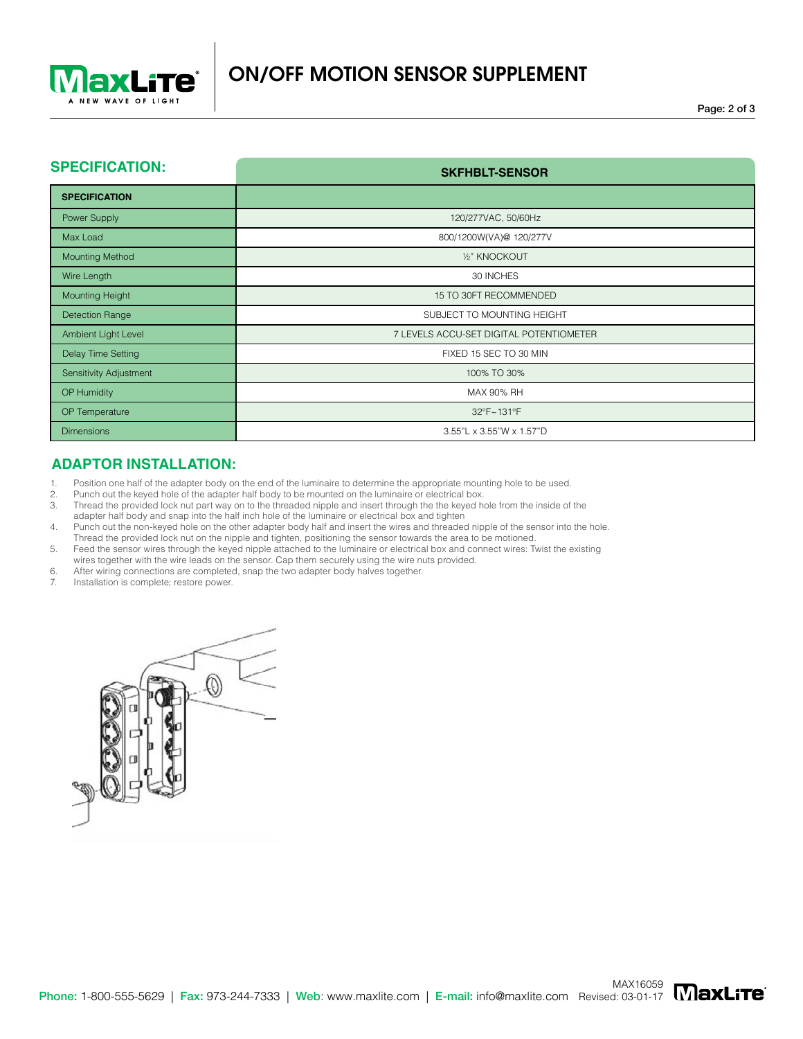## SPECIFICATION:

| SPECIFICATION | SKFHBLT-SENSOR |
|---|---|
| Power Supply | 120/277VAC, 50/60Hz |
| Max Load | 800/1200W(VA)@ 120/277V |
| Mounting Method | ½" KNOCKOUT |
| Wire Length | 30 INCHES |
| Mounting Height | 15 TO 30FT RECOMMENDED |
| Detection Range | SUBJECT TO MOUNTING HEIGHT |
| Ambient Light Level | 7 LEVELS ACCU-SET DIGITAL POTENTIOMETER |
| Delay Time Setting | FIXED 15 SEC TO 30 MIN |
| Sensitivity Adjustment | 100% TO 30% |
| OP Humidity | MAX 90% RH |
| OP Temperature | 32°F~131°F |
| Dimensions | 3.55"L x 3.55"W x 1.57"D |

## ADAPTOR INSTALLATION:

1. Position one half of the adapter body on the end of the luminaire to determine the appropriate mounting hole to be used.
2. Punch out the keyed hole of the adapter half body to be mounted on the luminaire or electrical box.
3. Thread the provided lock nut part way on to the threaded nipple and insert through the the keyed hole from the inside of the adapter half body and snap into the half inch hole of the luminaire or electrical box and tighten
4. Punch out the non-keyed hole on the other adapter body half and insert the wires and threaded nipple of the sensor into the hole. Thread the provided lock nut on the nipple and tighten, positioning the sensor towards the area to be motioned.
5. Feed the sensor wires through the keyed nipple attached to the luminaire or electrical box and connect wires: Twist the existing wires together with the wire leads on the sensor. Cap them securely using the wire nuts provided.
6. After wiring connections are completed, snap the two adapter body halves together.
7. Installation is complete; restore power.

MAX16059
Revised: 03-01-17

Phone: 1-800-555-5629 | Fax: 973-244-7333 | Web: www.maxlite.com | E-mail: info@maxlite.com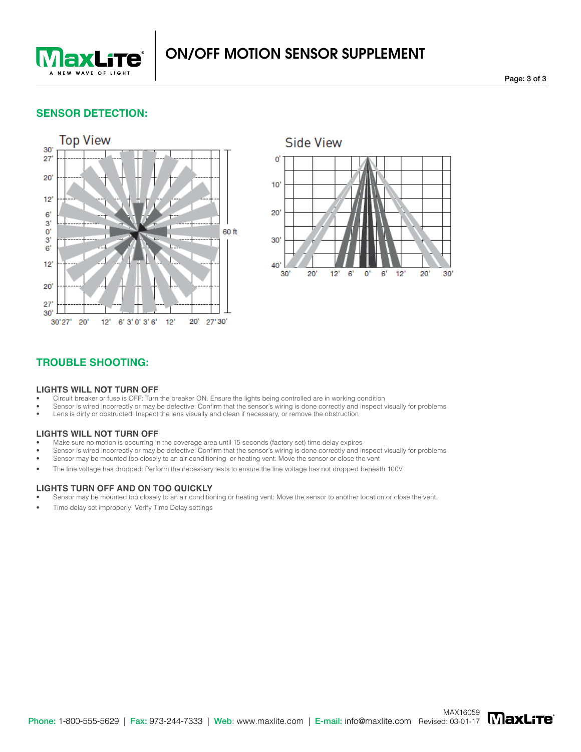## SENSOR DETECTION:

Top View

30'
27'
20'
12'
6'
3'
0'
3'
6'
12'
20'
27'
30'

30' 27' 20' 12' 6' 3' 0' 3' 6' 12' 20' 27' 30'

60 ft

Side View

0'
10'
20'
30'
40'

30' 20' 12' 6' 0' 6' 12' 20' 30'

## TROUBLE SHOOTING:

### LIGHTS WILL NOT TURN OFF

- Circuit breaker or fuse is OFF: Turn the breaker ON. Ensure the lights being controlled are in working condition
- Sensor is wired incorrectly or may be defective: Confirm that the sensor's wiring is done correctly and inspect visually for problems
- Lens is dirty or obstructed: Inspect the lens visually and clean if necessary, or remove the obstruction

### LIGHTS WILL NOT TURN OFF

- Make sure no motion is occurring in the coverage area until 15 seconds (factory set) time delay expires
- Sensor is wired incorrectly or may be defective: Confirm that the sensor's wiring is done correctly and inspect visually for problems
- Sensor may be mounted too closely to an air conditioning or heating vent: Move the sensor or close the vent
- The line voltage has dropped: Perform the necessary tests to ensure the line voltage has not dropped beneath 100V

### LIGHTS TURN OFF AND ON TOO QUICKLY

- Sensor may be mounted too closely to an air conditioning or heating vent: Move the sensor to another location or close the vent.
- Time delay set improperly: Verify Time Delay settings